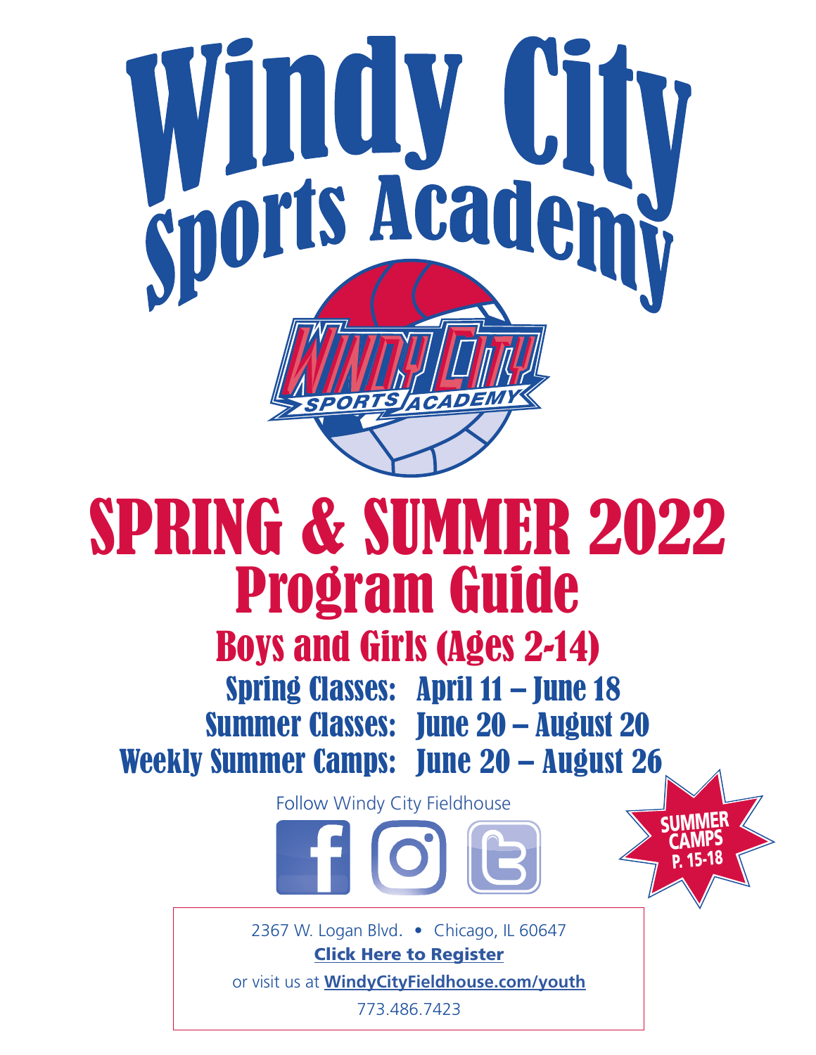# Windy City Sports Academy

# SPRING & SUMMER 2022

## Program Guide

### Boys and Girls (Ages 2-14)

Spring Classes: April 11 – June 18

Summer Classes: June 20 – August 20

Weekly Summer Camps: June 20 – August 26

**SUMMER CAMPS P. 15-18**

Follow Windy City Fieldhouse

2367 W. Logan Blvd. • Chicago, IL 60647

**Click Here to Register**

or visit us at **WindyCityFieldhouse.com/youth**

773.486.7423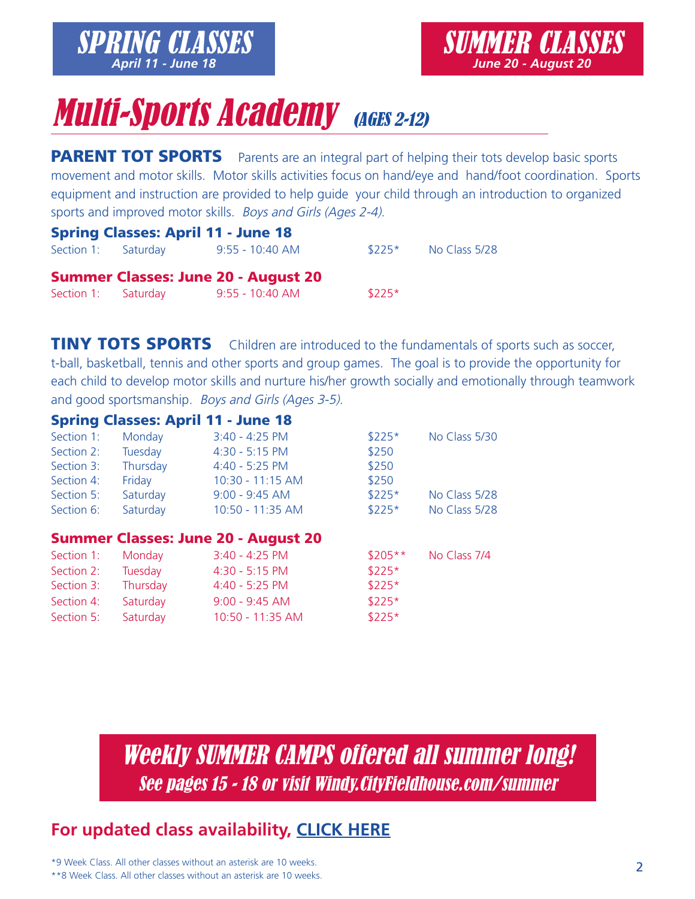**SPRING CLASSES**
*April 11 - June 18*

**SUMMER CLASSES**
*June 20 - August 20*

# *Multi-Sports Academy* *(AGES 2-12)*

**PARENT TOT SPORTS** Parents are an integral part of helping their tots develop basic sports movement and motor skills. Motor skills activities focus on hand/eye and hand/foot coordination. Sports equipment and instruction are provided to help guide your child through an introduction to organized sports and improved motor skills. *Boys and Girls (Ages 2-4).*

### Spring Classes: April 11 - June 18

| Section | Day | Time | Price | Note |
|---|---|---|---|---|
| Section 1: | Saturday | 9:55 - 10:40 AM | $225* | No Class 5/28 |

### Summer Classes: June 20 - August 20

| Section | Day | Time | Price |
|---|---|---|---|
| Section 1: | Saturday | 9:55 - 10:40 AM | $225* |

**TINY TOTS SPORTS** Children are introduced to the fundamentals of sports such as soccer, t-ball, basketball, tennis and other sports and group games. The goal is to provide the opportunity for each child to develop motor skills and nurture his/her growth socially and emotionally through teamwork and good sportsmanship. *Boys and Girls (Ages 3-5).*

### Spring Classes: April 11 - June 18

| Section | Day | Time | Price | Note |
|---|---|---|---|---|
| Section 1: | Monday | 3:40 - 4:25 PM | $225* | No Class 5/30 |
| Section 2: | Tuesday | 4:30 - 5:15 PM | $250 | |
| Section 3: | Thursday | 4:40 - 5:25 PM | $250 | |
| Section 4: | Friday | 10:30 - 11:15 AM | $250 | |
| Section 5: | Saturday | 9:00 - 9:45 AM | $225* | No Class 5/28 |
| Section 6: | Saturday | 10:50 - 11:35 AM | $225* | No Class 5/28 |

### Summer Classes: June 20 - August 20

| Section | Day | Time | Price | Note |
|---|---|---|---|---|
| Section 1: | Monday | 3:40 - 4:25 PM | $205** | No Class 7/4 |
| Section 2: | Tuesday | 4:30 - 5:15 PM | $225* | |
| Section 3: | Thursday | 4:40 - 5:25 PM | $225* | |
| Section 4: | Saturday | 9:00 - 9:45 AM | $225* | |
| Section 5: | Saturday | 10:50 - 11:35 AM | $225* | |

***Weekly SUMMER CAMPS offered all summer long!***
***See pages 15 - 18 or visit Windy.CityFieldhouse.com/summer***

## For updated class availability, CLICK HERE

*9 Week Class. All other classes without an asterisk are 10 weeks.
**8 Week Class. All other classes without an asterisk are 10 weeks.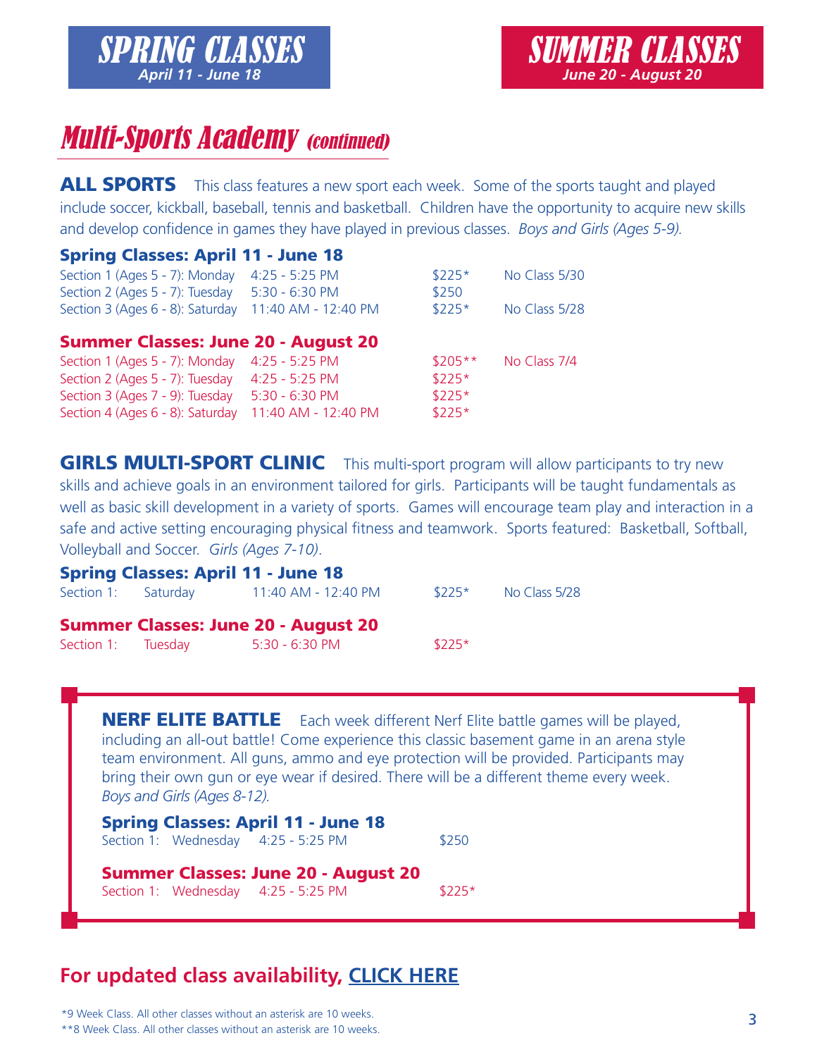# SPRING CLASSES
*April 11 - June 18*

# SUMMER CLASSES
*June 20 - August 20*

## *Multi-Sports Academy (continued)*

**ALL SPORTS** This class features a new sport each week. Some of the sports taught and played include soccer, kickball, baseball, tennis and basketball. Children have the opportunity to acquire new skills and develop confidence in games they have played in previous classes. *Boys and Girls (Ages 5-9).*

**Spring Classes: April 11 - June 18**

| Section | Time | Price | Note |
|---|---|---|---|
| Section 1 (Ages 5 - 7): Monday | 4:25 - 5:25 PM | $225* | No Class 5/30 |
| Section 2 (Ages 5 - 7): Tuesday | 5:30 - 6:30 PM | $250 | |
| Section 3 (Ages 6 - 8): Saturday | 11:40 AM - 12:40 PM | $225* | No Class 5/28 |

**Summer Classes: June 20 - August 20**

| Section | Time | Price | Note |
|---|---|---|---|
| Section 1 (Ages 5 - 7): Monday | 4:25 - 5:25 PM | $205** | No Class 7/4 |
| Section 2 (Ages 5 - 7): Tuesday | 4:25 - 5:25 PM | $225* | |
| Section 3 (Ages 7 - 9): Tuesday | 5:30 - 6:30 PM | $225* | |
| Section 4 (Ages 6 - 8): Saturday | 11:40 AM - 12:40 PM | $225* | |

**GIRLS MULTI-SPORT CLINIC** This multi-sport program will allow participants to try new skills and achieve goals in an environment tailored for girls. Participants will be taught fundamentals as well as basic skill development in a variety of sports. Games will encourage team play and interaction in a safe and active setting encouraging physical fitness and teamwork. Sports featured: Basketball, Softball, Volleyball and Soccer. *Girls (Ages 7-10)*.

**Spring Classes: April 11 - June 18**

| Section | Day | Time | Price | Note |
|---|---|---|---|---|
| Section 1: | Saturday | 11:40 AM - 12:40 PM | $225* | No Class 5/28 |

**Summer Classes: June 20 - August 20**

| Section | Day | Time | Price |
|---|---|---|---|
| Section 1: | Tuesday | 5:30 - 6:30 PM | $225* |

**NERF ELITE BATTLE** Each week different Nerf Elite battle games will be played, including an all-out battle! Come experience this classic basement game in an arena style team environment. All guns, ammo and eye protection will be provided. Participants may bring their own gun or eye wear if desired. There will be a different theme every week. *Boys and Girls (Ages 8-12).*

**Spring Classes: April 11 - June 18**

| Section | Day | Time | Price |
|---|---|---|---|
| Section 1: | Wednesday | 4:25 - 5:25 PM | $250 |

**Summer Classes: June 20 - August 20**

| Section | Day | Time | Price |
|---|---|---|---|
| Section 1: | Wednesday | 4:25 - 5:25 PM | $225* |

## For updated class availability, [CLICK HERE]

*9 Week Class. All other classes without an asterisk are 10 weeks.

**8 Week Class. All other classes without an asterisk are 10 weeks.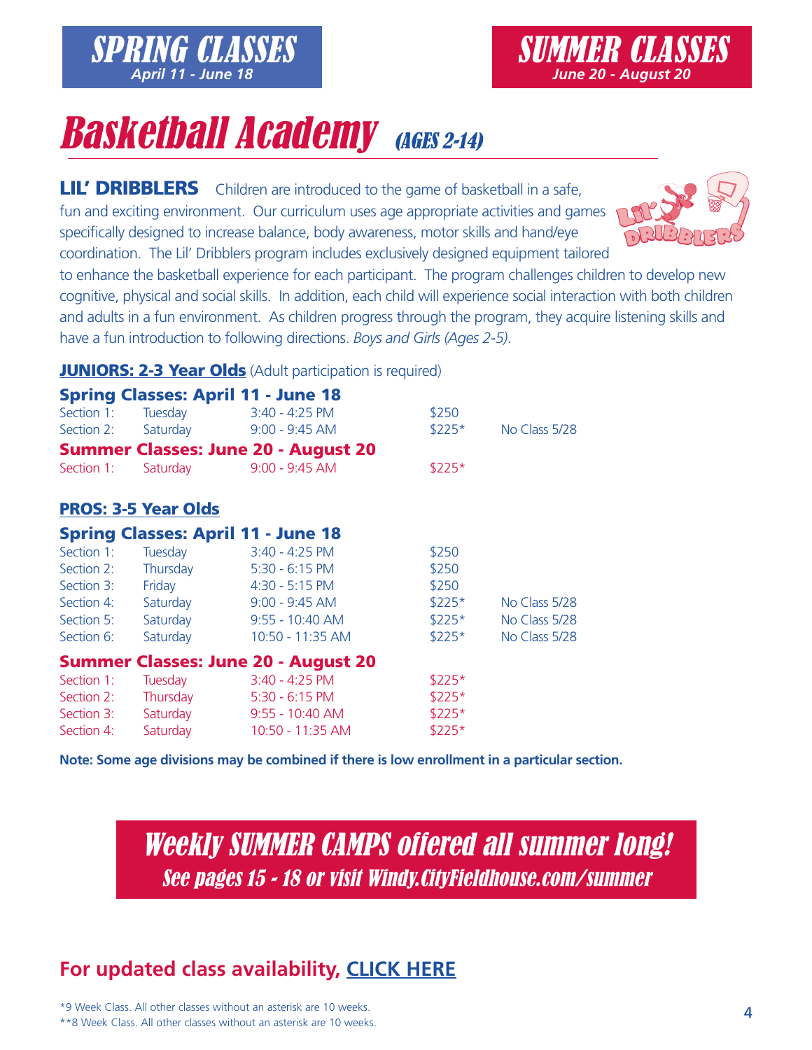**SPRING CLASSES**
*April 11 - June 18*

**SUMMER CLASSES**
*June 20 - August 20*

# *Basketball Academy* *(AGES 2-14)*

**LIL' DRIBBLERS** Children are introduced to the game of basketball in a safe, fun and exciting environment. Our curriculum uses age appropriate activities and games specifically designed to increase balance, body awareness, motor skills and hand/eye coordination. The Lil' Dribblers program includes exclusively designed equipment tailored to enhance the basketball experience for each participant. The program challenges children to develop new cognitive, physical and social skills. In addition, each child will experience social interaction with both children and adults in a fun environment. As children progress through the program, they acquire listening skills and have a fun introduction to following directions. *Boys and Girls (Ages 2-5).*

### JUNIORS: 2-3 Year Olds (Adult participation is required)

**Spring Classes: April 11 - June 18**

| Section | Day | Time | Price | Note |
|---|---|---|---|---|
| Section 1: | Tuesday | 3:40 - 4:25 PM | $250 | |
| Section 2: | Saturday | 9:00 - 9:45 AM | $225* | No Class 5/28 |

**Summer Classes: June 20 - August 20**

| Section | Day | Time | Price |
|---|---|---|---|
| Section 1: | Saturday | 9:00 - 9:45 AM | $225* |

### PROS: 3-5 Year Olds

**Spring Classes: April 11 - June 18**

| Section | Day | Time | Price | Note |
|---|---|---|---|---|
| Section 1: | Tuesday | 3:40 - 4:25 PM | $250 | |
| Section 2: | Thursday | 5:30 - 6:15 PM | $250 | |
| Section 3: | Friday | 4:30 - 5:15 PM | $250 | |
| Section 4: | Saturday | 9:00 - 9:45 AM | $225* | No Class 5/28 |
| Section 5: | Saturday | 9:55 - 10:40 AM | $225* | No Class 5/28 |
| Section 6: | Saturday | 10:50 - 11:35 AM | $225* | No Class 5/28 |

**Summer Classes: June 20 - August 20**

| Section | Day | Time | Price |
|---|---|---|---|
| Section 1: | Tuesday | 3:40 - 4:25 PM | $225* |
| Section 2: | Thursday | 5:30 - 6:15 PM | $225* |
| Section 3: | Saturday | 9:55 - 10:40 AM | $225* |
| Section 4: | Saturday | 10:50 - 11:35 AM | $225* |

**Note: Some age divisions may be combined if there is low enrollment in a particular section.**

## *Weekly SUMMER CAMPS offered all summer long!*
*See pages 15 - 18 or visit Windy.CityFieldhouse.com/summer*

## For updated class availability, CLICK HERE

*9 Week Class. All other classes without an asterisk are 10 weeks.
**8 Week Class. All other classes without an asterisk are 10 weeks.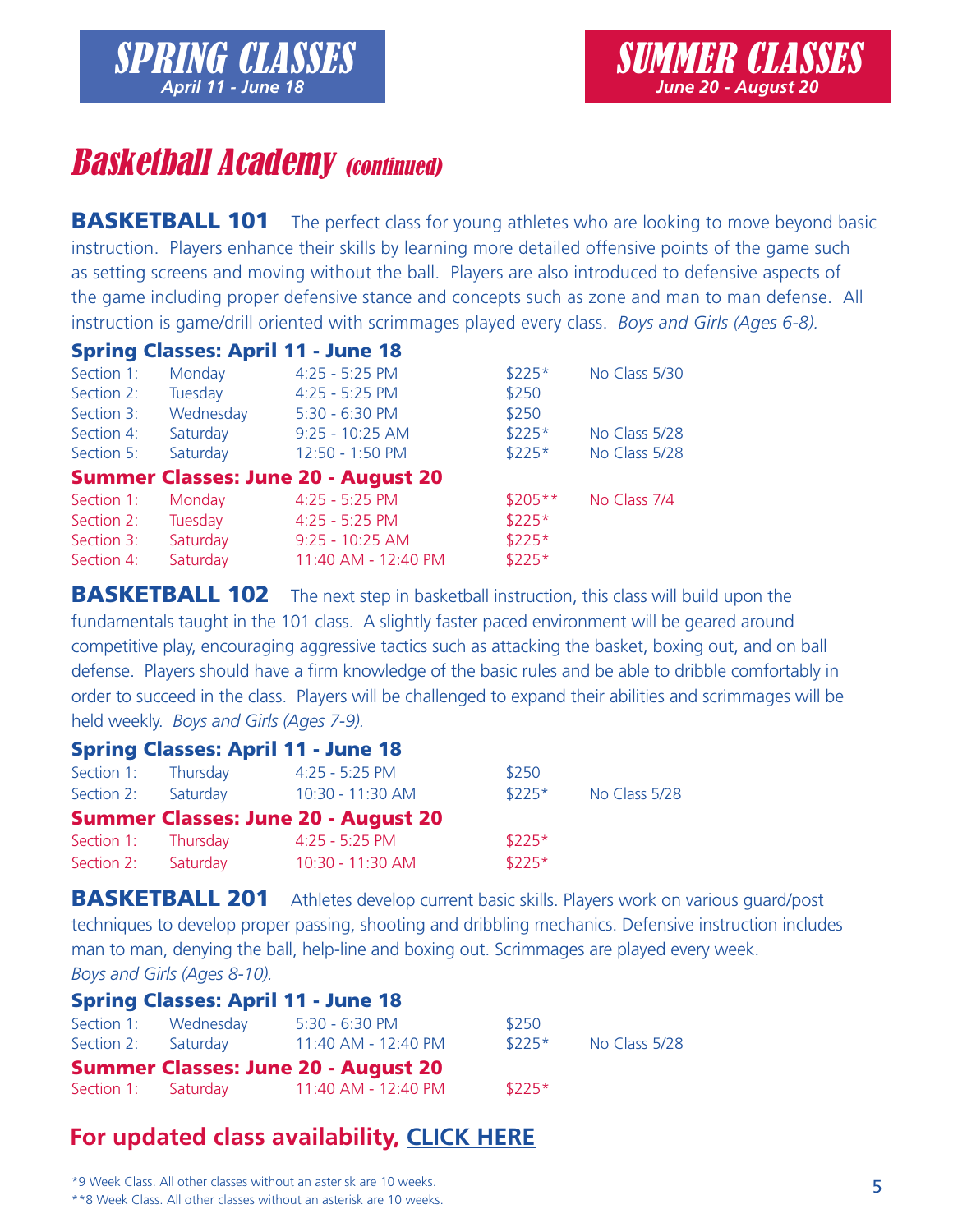SPRING CLASSES *April 11 - June 18*

SUMMER CLASSES *June 20 - August 20*

# Basketball Academy *(continued)*

**BASKETBALL 101** The perfect class for young athletes who are looking to move beyond basic instruction. Players enhance their skills by learning more detailed offensive points of the game such as setting screens and moving without the ball. Players are also introduced to defensive aspects of the game including proper defensive stance and concepts such as zone and man to man defense. All instruction is game/drill oriented with scrimmages played every class. *Boys and Girls (Ages 6-8).*

**Spring Classes: April 11 - June 18**

| Section | Day | Time | Price | Note |
|---|---|---|---|---|
| Section 1: | Monday | 4:25 - 5:25 PM | $225* | No Class 5/30 |
| Section 2: | Tuesday | 4:25 - 5:25 PM | $250 | |
| Section 3: | Wednesday | 5:30 - 6:30 PM | $250 | |
| Section 4: | Saturday | 9:25 - 10:25 AM | $225* | No Class 5/28 |
| Section 5: | Saturday | 12:50 - 1:50 PM | $225* | No Class 5/28 |

**Summer Classes: June 20 - August 20**

| Section | Day | Time | Price | Note |
|---|---|---|---|---|
| Section 1: | Monday | 4:25 - 5:25 PM | $205** | No Class 7/4 |
| Section 2: | Tuesday | 4:25 - 5:25 PM | $225* | |
| Section 3: | Saturday | 9:25 - 10:25 AM | $225* | |
| Section 4: | Saturday | 11:40 AM - 12:40 PM | $225* | |

**BASKETBALL 102** The next step in basketball instruction, this class will build upon the fundamentals taught in the 101 class. A slightly faster paced environment will be geared around competitive play, encouraging aggressive tactics such as attacking the basket, boxing out, and on ball defense. Players should have a firm knowledge of the basic rules and be able to dribble comfortably in order to succeed in the class. Players will be challenged to expand their abilities and scrimmages will be held weekly. *Boys and Girls (Ages 7-9).*

**Spring Classes: April 11 - June 18**

| Section | Day | Time | Price | Note |
|---|---|---|---|---|
| Section 1: | Thursday | 4:25 - 5:25 PM | $250 | |
| Section 2: | Saturday | 10:30 - 11:30 AM | $225* | No Class 5/28 |

**Summer Classes: June 20 - August 20**

| Section | Day | Time | Price |
|---|---|---|---|
| Section 1: | Thursday | 4:25 - 5:25 PM | $225* |
| Section 2: | Saturday | 10:30 - 11:30 AM | $225* |

**BASKETBALL 201** Athletes develop current basic skills. Players work on various guard/post techniques to develop proper passing, shooting and dribbling mechanics. Defensive instruction includes man to man, denying the ball, help-line and boxing out. Scrimmages are played every week. *Boys and Girls (Ages 8-10).*

**Spring Classes: April 11 - June 18**

| Section | Day | Time | Price | Note |
|---|---|---|---|---|
| Section 1: | Wednesday | 5:30 - 6:30 PM | $250 | |
| Section 2: | Saturday | 11:40 AM - 12:40 PM | $225* | No Class 5/28 |

**Summer Classes: June 20 - August 20**

| Section | Day | Time | Price |
|---|---|---|---|
| Section 1: | Saturday | 11:40 AM - 12:40 PM | $225* |

## For updated class availability, CLICK HERE

*9 Week Class. All other classes without an asterisk are 10 weeks.
**8 Week Class. All other classes without an asterisk are 10 weeks.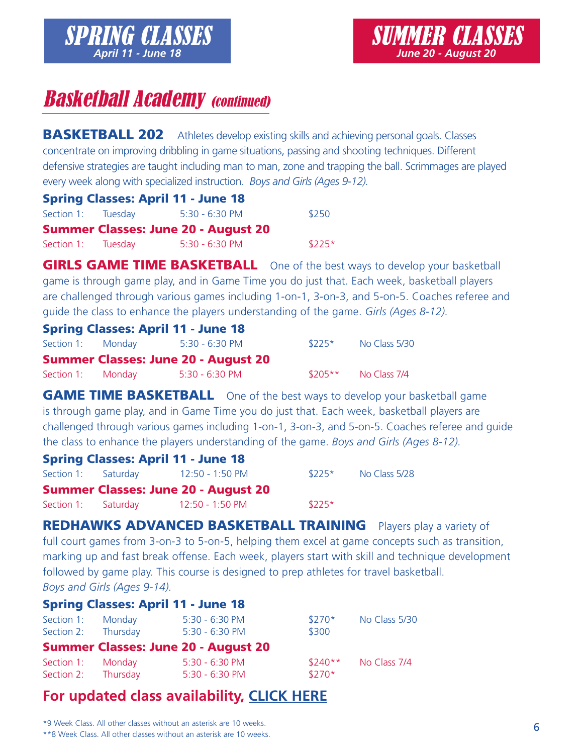# SPRING CLASSES
*April 11 - June 18*

# SUMMER CLASSES
*June 20 - August 20*

## *Basketball Academy (continued)*

**BASKETBALL 202** Athletes develop existing skills and achieving personal goals. Classes concentrate on improving dribbling in game situations, passing and shooting techniques. Different defensive strategies are taught including man to man, zone and trapping the ball. Scrimmages are played every week along with specialized instruction. *Boys and Girls (Ages 9-12).*

**Spring Classes: April 11 - June 18**

| Section 1: | Tuesday | 5:30 - 6:30 PM | $250 | |
|---|---|---|---|---|

**Summer Classes: June 20 - August 20**

| Section 1: | Tuesday | 5:30 - 6:30 PM | $225* | |
|---|---|---|---|---|

**GIRLS GAME TIME BASKETBALL** One of the best ways to develop your basketball game is through game play, and in Game Time you do just that. Each week, basketball players are challenged through various games including 1-on-1, 3-on-3, and 5-on-5. Coaches referee and guide the class to enhance the players understanding of the game. *Girls (Ages 8-12).*

**Spring Classes: April 11 - June 18**

| Section 1: | Monday | 5:30 - 6:30 PM | $225* | No Class 5/30 |
|---|---|---|---|---|

**Summer Classes: June 20 - August 20**

| Section 1: | Monday | 5:30 - 6:30 PM | $205** | No Class 7/4 |
|---|---|---|---|---|

**GAME TIME BASKETBALL** One of the best ways to develop your basketball game is through game play, and in Game Time you do just that. Each week, basketball players are challenged through various games including 1-on-1, 3-on-3, and 5-on-5. Coaches referee and guide the class to enhance the players understanding of the game. *Boys and Girls (Ages 8-12).*

**Spring Classes: April 11 - June 18**

| Section 1: | Saturday | 12:50 - 1:50 PM | $225* | No Class 5/28 |
|---|---|---|---|---|

**Summer Classes: June 20 - August 20**

| Section 1: | Saturday | 12:50 - 1:50 PM | $225* | |
|---|---|---|---|---|

**REDHAWKS ADVANCED BASKETBALL TRAINING** Players play a variety of full court games from 3-on-3 to 5-on-5, helping them excel at game concepts such as transition, marking up and fast break offense. Each week, players start with skill and technique development followed by game play. This course is designed to prep athletes for travel basketball. *Boys and Girls (Ages 9-14).*

**Spring Classes: April 11 - June 18**

| Section 1: | Monday | 5:30 - 6:30 PM | $270* | No Class 5/30 |
|---|---|---|---|---|
| Section 2: | Thursday | 5:30 - 6:30 PM | $300 | |

**Summer Classes: June 20 - August 20**

| Section 1: | Monday | 5:30 - 6:30 PM | $240** | No Class 7/4 |
|---|---|---|---|---|
| Section 2: | Thursday | 5:30 - 6:30 PM | $270* | |

## For updated class availability, CLICK HERE

*9 Week Class. All other classes without an asterisk are 10 weeks.
**8 Week Class. All other classes without an asterisk are 10 weeks.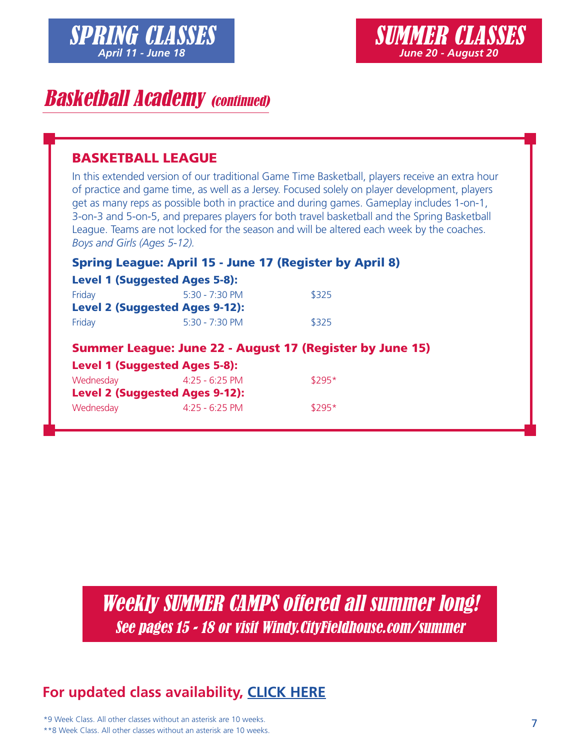**SPRING CLASSES**
*April 11 - June 18*

**SUMMER CLASSES**
*June 20 - August 20*

# *Basketball Academy (continued)*

## BASKETBALL LEAGUE

In this extended version of our traditional Game Time Basketball, players receive an extra hour of practice and game time, as well as a Jersey. Focused solely on player development, players get as many reps as possible both in practice and during games. Gameplay includes 1-on-1, 3-on-3 and 5-on-5, and prepares players for both travel basketball and the Spring Basketball League. Teams are not locked for the season and will be altered each week by the coaches. *Boys and Girls (Ages 5-12).*

### Spring League: April 15 - June 17 (Register by April 8)

**Level 1 (Suggested Ages 5-8):**

| Day | Time | Price |
|---|---|---|
| Friday | 5:30 - 7:30 PM | $325 |

**Level 2 (Suggested Ages 9-12):**

| Day | Time | Price |
|---|---|---|
| Friday | 5:30 - 7:30 PM | $325 |

### Summer League: June 22 - August 17 (Register by June 15)

**Level 1 (Suggested Ages 5-8):**

| Day | Time | Price |
|---|---|---|
| Wednesday | 4:25 - 6:25 PM | $295* |

**Level 2 (Suggested Ages 9-12):**

| Day | Time | Price |
|---|---|---|
| Wednesday | 4:25 - 6:25 PM | $295* |

## *Weekly SUMMER CAMPS offered all summer long!*

*See pages 15 - 18 or visit Windy.CityFieldhouse.com/summer*

**For updated class availability, CLICK HERE**

*9 Week Class. All other classes without an asterisk are 10 weeks.
**8 Week Class. All other classes without an asterisk are 10 weeks.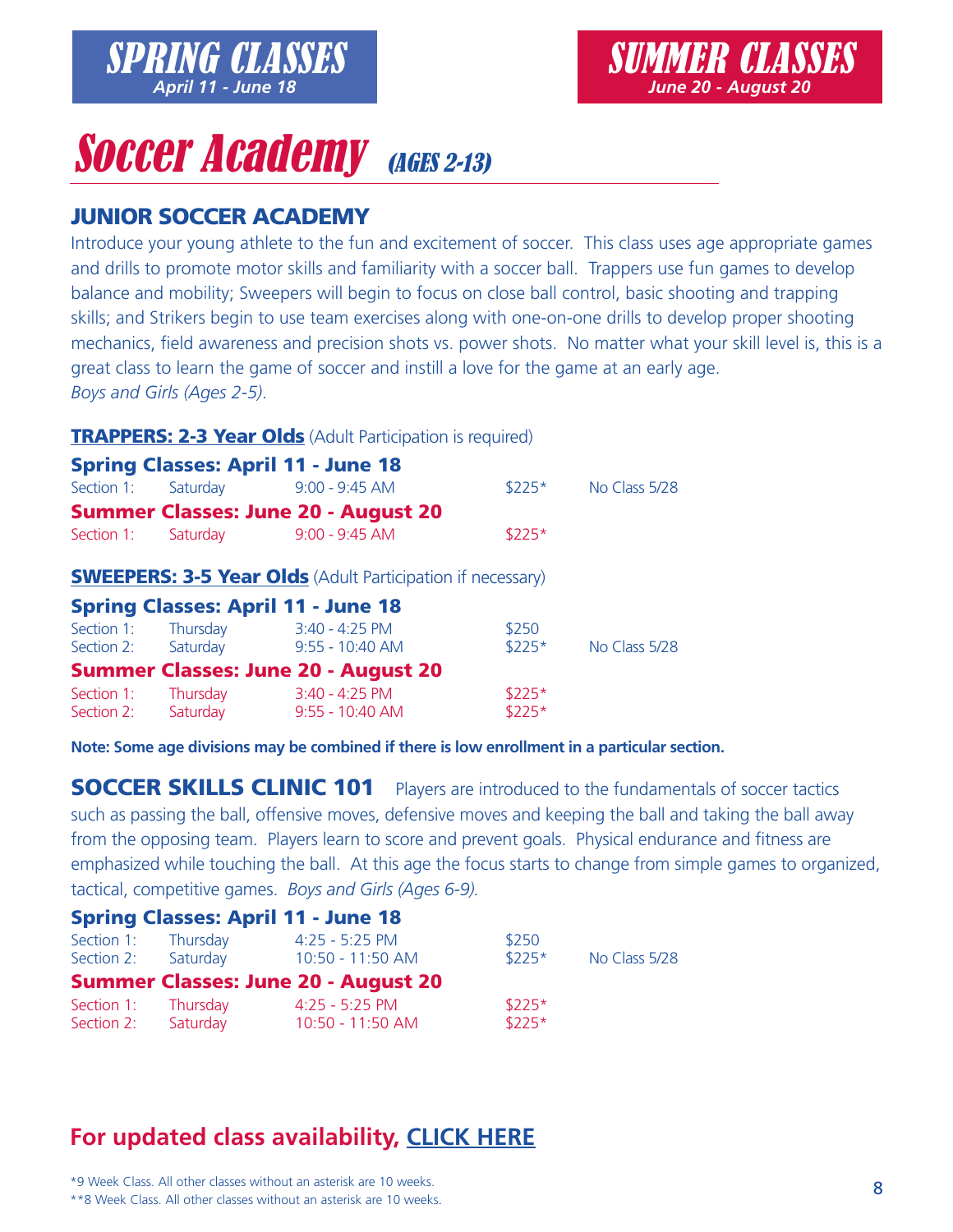# SPRING CLASSES
*April 11 - June 18*

# SUMMER CLASSES
*June 20 - August 20*

# Soccer Academy *(AGES 2-13)*

## JUNIOR SOCCER ACADEMY

Introduce your young athlete to the fun and excitement of soccer. This class uses age appropriate games and drills to promote motor skills and familiarity with a soccer ball. Trappers use fun games to develop balance and mobility; Sweepers will begin to focus on close ball control, basic shooting and trapping skills; and Strikers begin to use team exercises along with one-on-one drills to develop proper shooting mechanics, field awareness and precision shots vs. power shots. No matter what your skill level is, this is a great class to learn the game of soccer and instill a love for the game at an early age.
*Boys and Girls (Ages 2-5).*

**TRAPPERS: 2-3 Year Olds** (Adult Participation is required)

**Spring Classes: April 11 - June 18**

| | | | | |
|---|---|---|---|---|
| Section 1: | Saturday | 9:00 - 9:45 AM | $225* | No Class 5/28 |

**Summer Classes: June 20 - August 20**

| | | | |
|---|---|---|---|
| Section 1: | Saturday | 9:00 - 9:45 AM | $225* |

**SWEEPERS: 3-5 Year Olds** (Adult Participation if necessary)

**Spring Classes: April 11 - June 18**

| | | | | |
|---|---|---|---|---|
| Section 1: | Thursday | 3:40 - 4:25 PM | $250 | |
| Section 2: | Saturday | 9:55 - 10:40 AM | $225* | No Class 5/28 |

**Summer Classes: June 20 - August 20**

| | | | |
|---|---|---|---|
| Section 1: | Thursday | 3:40 - 4:25 PM | $225* |
| Section 2: | Saturday | 9:55 - 10:40 AM | $225* |

**Note: Some age divisions may be combined if there is low enrollment in a particular section.**

## SOCCER SKILLS CLINIC 101

Players are introduced to the fundamentals of soccer tactics such as passing the ball, offensive moves, defensive moves and keeping the ball and taking the ball away from the opposing team. Players learn to score and prevent goals. Physical endurance and fitness are emphasized while touching the ball. At this age the focus starts to change from simple games to organized, tactical, competitive games. *Boys and Girls (Ages 6-9).*

**Spring Classes: April 11 - June 18**

| | | | | |
|---|---|---|---|---|
| Section 1: | Thursday | 4:25 - 5:25 PM | $250 | |
| Section 2: | Saturday | 10:50 - 11:50 AM | $225* | No Class 5/28 |

**Summer Classes: June 20 - August 20**

| | | | |
|---|---|---|---|
| Section 1: | Thursday | 4:25 - 5:25 PM | $225* |
| Section 2: | Saturday | 10:50 - 11:50 AM | $225* |

## For updated class availability, CLICK HERE

*9 Week Class. All other classes without an asterisk are 10 weeks.
**8 Week Class. All other classes without an asterisk are 10 weeks.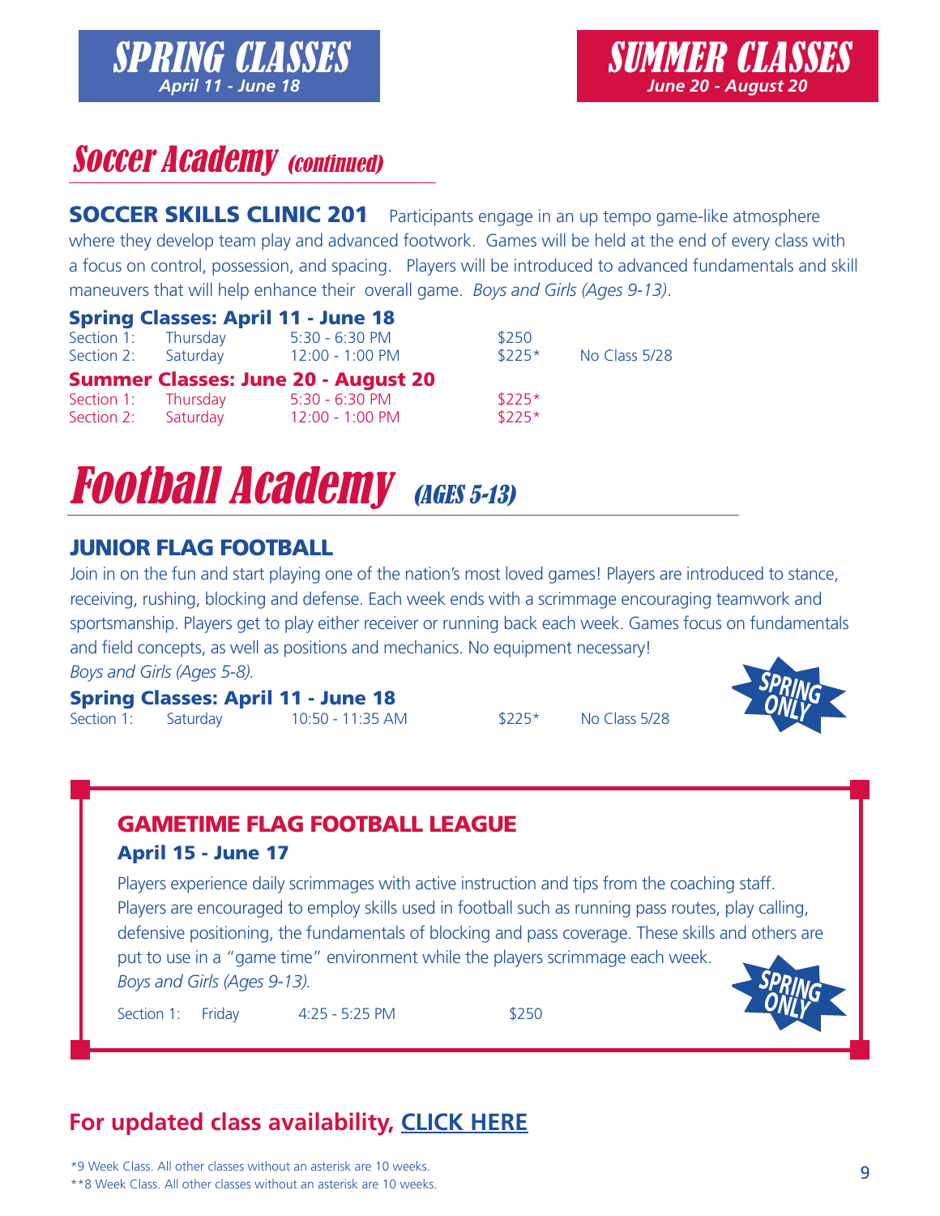**SPRING CLASSES**
*April 11 - June 18*

**SUMMER CLASSES**
*June 20 - August 20*

## *Soccer Academy (continued)*

**SOCCER SKILLS CLINIC 201** Participants engage in an up tempo game-like atmosphere where they develop team play and advanced footwork. Games will be held at the end of every class with a focus on control, possession, and spacing. Players will be introduced to advanced fundamentals and skill maneuvers that will help enhance their overall game. *Boys and Girls (Ages 9-13).*

**Spring Classes: April 11 - June 18**

| | | | | |
|---|---|---|---|---|
| Section 1: | Thursday | 5:30 - 6:30 PM | $250 | |
| Section 2: | Saturday | 12:00 - 1:00 PM | $225* | No Class 5/28 |

**Summer Classes: June 20 - August 20**

| | | | |
|---|---|---|---|
| Section 1: | Thursday | 5:30 - 6:30 PM | $225* |
| Section 2: | Saturday | 12:00 - 1:00 PM | $225* |

# *Football Academy (AGES 5-13)*

### JUNIOR FLAG FOOTBALL

Join in on the fun and start playing one of the nation's most loved games! Players are introduced to stance, receiving, rushing, blocking and defense. Each week ends with a scrimmage encouraging teamwork and sportsmanship. Players get to play either receiver or running back each week. Games focus on fundamentals and field concepts, as well as positions and mechanics. No equipment necessary!
*Boys and Girls (Ages 5-8).*

**Spring Classes: April 11 - June 18**

| | | | | |
|---|---|---|---|---|
| Section 1: | Saturday | 10:50 - 11:35 AM | $225* | No Class 5/28 |

SPRING ONLY

### GAMETIME FLAG FOOTBALL LEAGUE

**April 15 - June 17**

Players experience daily scrimmages with active instruction and tips from the coaching staff. Players are encouraged to employ skills used in football such as running pass routes, play calling, defensive positioning, the fundamentals of blocking and pass coverage. These skills and others are put to use in a "game time" environment while the players scrimmage each week.
*Boys and Girls (Ages 9-13).*

| | | | |
|---|---|---|---|
| Section 1: | Friday | 4:25 - 5:25 PM | $250 |

SPRING ONLY

**For updated class availability, CLICK HERE**

*9 Week Class. All other classes without an asterisk are 10 weeks.
**8 Week Class. All other classes without an asterisk are 10 weeks.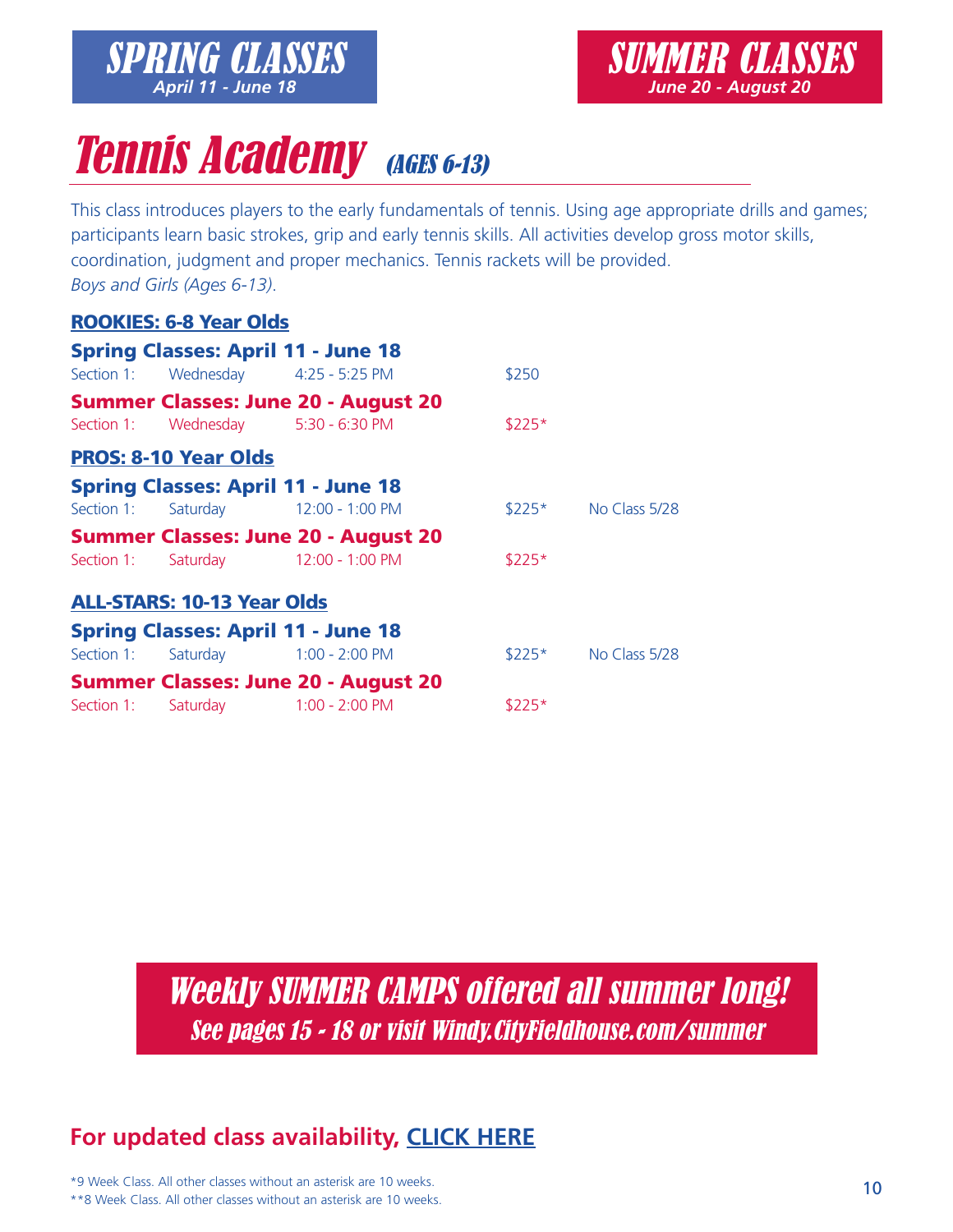**SPRING CLASSES**
*April 11 - June 18*

**SUMMER CLASSES**
*June 20 - August 20*

# *Tennis Academy* *(AGES 6-13)*

This class introduces players to the early fundamentals of tennis. Using age appropriate drills and games; participants learn basic strokes, grip and early tennis skills. All activities develop gross motor skills, coordination, judgment and proper mechanics. Tennis rackets will be provided.
*Boys and Girls (Ages 6-13).*

## ROOKIES: 6-8 Year Olds

**Spring Classes: April 11 - June 18**

| Section | Day | Time | Price | Notes |
|---|---|---|---|---|
| Section 1: | Wednesday | 4:25 - 5:25 PM | $250 | |

**Summer Classes: June 20 - August 20**

| Section | Day | Time | Price | Notes |
|---|---|---|---|---|
| Section 1: | Wednesday | 5:30 - 6:30 PM | $225* | |

## PROS: 8-10 Year Olds

**Spring Classes: April 11 - June 18**

| Section | Day | Time | Price | Notes |
|---|---|---|---|---|
| Section 1: | Saturday | 12:00 - 1:00 PM | $225* | No Class 5/28 |

**Summer Classes: June 20 - August 20**

| Section | Day | Time | Price | Notes |
|---|---|---|---|---|
| Section 1: | Saturday | 12:00 - 1:00 PM | $225* | |

## ALL-STARS: 10-13 Year Olds

**Spring Classes: April 11 - June 18**

| Section | Day | Time | Price | Notes |
|---|---|---|---|---|
| Section 1: | Saturday | 1:00 - 2:00 PM | $225* | No Class 5/28 |

**Summer Classes: June 20 - August 20**

| Section | Day | Time | Price | Notes |
|---|---|---|---|---|
| Section 1: | Saturday | 1:00 - 2:00 PM | $225* | |

***Weekly SUMMER CAMPS offered all summer long!***
***See pages 15 - 18 or visit Windy.CityFieldhouse.com/summer***

**For updated class availability, CLICK HERE**

*9 Week Class. All other classes without an asterisk are 10 weeks.
**8 Week Class. All other classes without an asterisk are 10 weeks.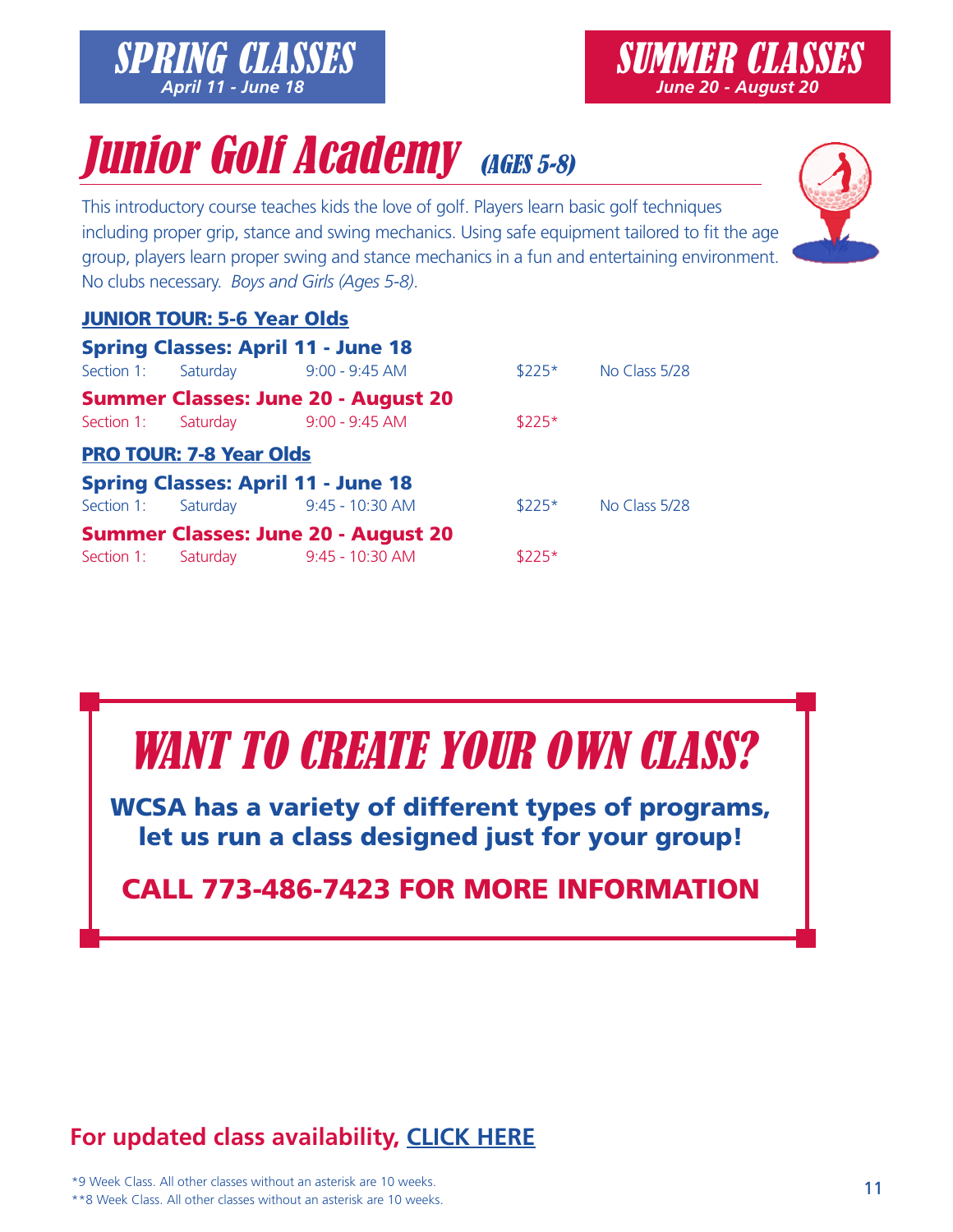**SPRING CLASSES**
*April 11 - June 18*

**SUMMER CLASSES**
*June 20 - August 20*

# *Junior Golf Academy* *(AGES 5-8)*

This introductory course teaches kids the love of golf. Players learn basic golf techniques including proper grip, stance and swing mechanics. Using safe equipment tailored to fit the age group, players learn proper swing and stance mechanics in a fun and entertaining environment. No clubs necessary. *Boys and Girls (Ages 5-8).*

## JUNIOR TOUR: 5-6 Year Olds

### Spring Classes: April 11 - June 18

| Section | Day | Time | Price | Note |
|---|---|---|---|---|
| Section 1: | Saturday | 9:00 - 9:45 AM | $225* | No Class 5/28 |

### Summer Classes: June 20 - August 20

| Section | Day | Time | Price |
|---|---|---|---|
| Section 1: | Saturday | 9:00 - 9:45 AM | $225* |

## PRO TOUR: 7-8 Year Olds

### Spring Classes: April 11 - June 18

| Section | Day | Time | Price | Note |
|---|---|---|---|---|
| Section 1: | Saturday | 9:45 - 10:30 AM | $225* | No Class 5/28 |

### Summer Classes: June 20 - August 20

| Section | Day | Time | Price |
|---|---|---|---|
| Section 1: | Saturday | 9:45 - 10:30 AM | $225* |

## *WANT TO CREATE YOUR OWN CLASS?*

**WCSA has a variety of different types of programs, let us run a class designed just for your group!**

**CALL 773-486-7423 FOR MORE INFORMATION**

**For updated class availability, CLICK HERE**

*9 Week Class. All other classes without an asterisk are 10 weeks.
**8 Week Class. All other classes without an asterisk are 10 weeks.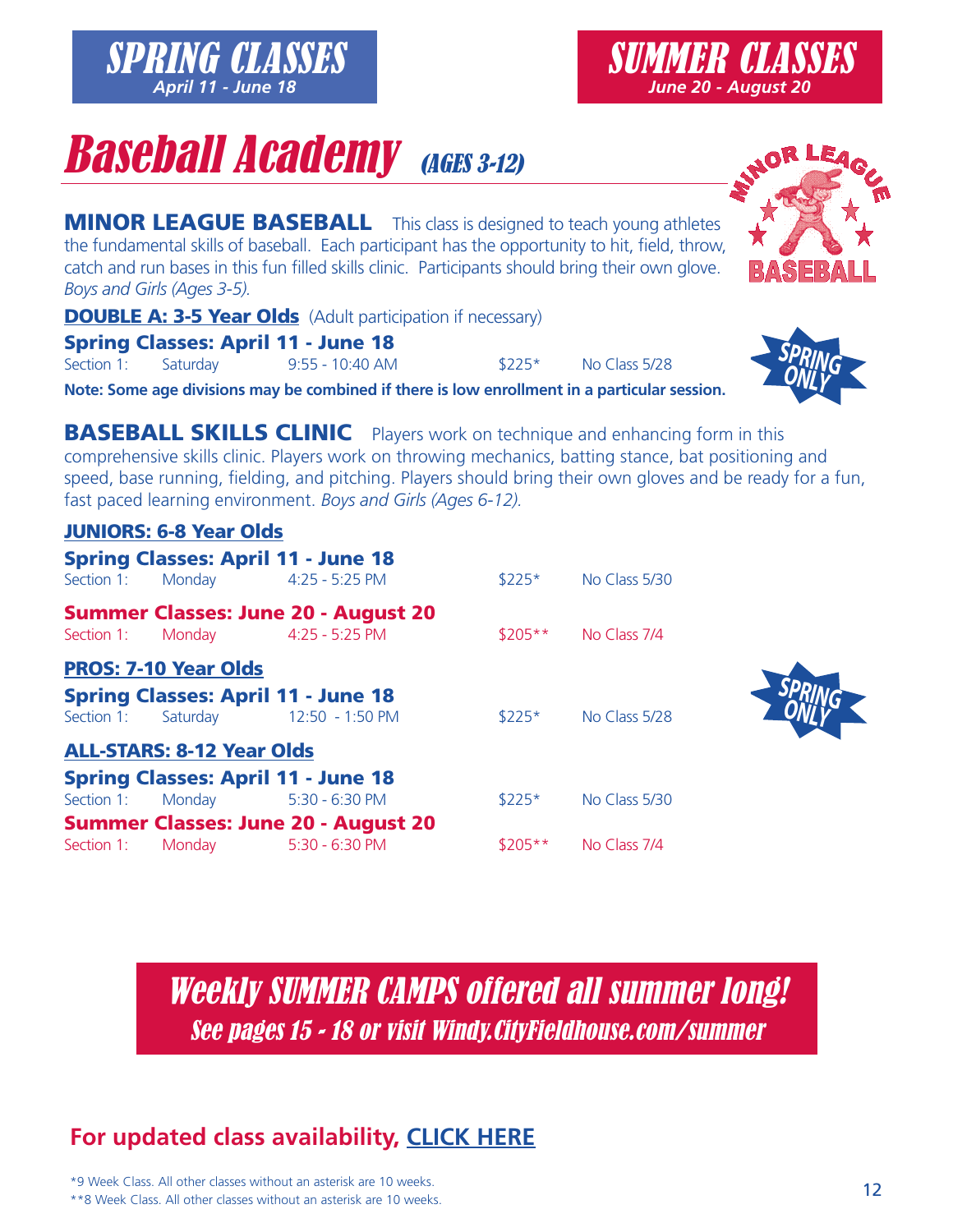## SPRING CLASSES
*April 11 - June 18*

## SUMMER CLASSES
*June 20 - August 20*

# *Baseball Academy* *(AGES 3-12)*

**MINOR LEAGUE BASEBALL** This class is designed to teach young athletes the fundamental skills of baseball. Each participant has the opportunity to hit, field, throw, catch and run bases in this fun filled skills clinic. Participants should bring their own glove. *Boys and Girls (Ages 3-5).*

MINOR LEAGUE BASEBALL

**DOUBLE A: 3-5 Year Olds** (Adult participation if necessary)

**Spring Classes: April 11 - June 18**

| Section | Day | Time | Price | Note |
|---|---|---|---|---|
| Section 1: | Saturday | 9:55 - 10:40 AM | $225* | No Class 5/28 |

SPRING ONLY

**Note: Some age divisions may be combined if there is low enrollment in a particular session.**

**BASEBALL SKILLS CLINIC** Players work on technique and enhancing form in this comprehensive skills clinic. Players work on throwing mechanics, batting stance, bat positioning and speed, base running, fielding, and pitching. Players should bring their own gloves and be ready for a fun, fast paced learning environment. *Boys and Girls (Ages 6-12).*

**JUNIORS: 6-8 Year Olds**

**Spring Classes: April 11 - June 18**

| Section | Day | Time | Price | Note |
|---|---|---|---|---|
| Section 1: | Monday | 4:25 - 5:25 PM | $225* | No Class 5/30 |

**Summer Classes: June 20 - August 20**

| Section | Day | Time | Price | Note |
|---|---|---|---|---|
| Section 1: | Monday | 4:25 - 5:25 PM | $205** | No Class 7/4 |

**PROS: 7-10 Year Olds**

**Spring Classes: April 11 - June 18**

| Section | Day | Time | Price | Note |
|---|---|---|---|---|
| Section 1: | Saturday | 12:50 - 1:50 PM | $225* | No Class 5/28 |

SPRING ONLY

**ALL-STARS: 8-12 Year Olds**

**Spring Classes: April 11 - June 18**

| Section | Day | Time | Price | Note |
|---|---|---|---|---|
| Section 1: | Monday | 5:30 - 6:30 PM | $225* | No Class 5/30 |

**Summer Classes: June 20 - August 20**

| Section | Day | Time | Price | Note |
|---|---|---|---|---|
| Section 1: | Monday | 5:30 - 6:30 PM | $205** | No Class 7/4 |

## *Weekly SUMMER CAMPS offered all summer long!*
*See pages 15 - 18 or visit Windy.CityFieldhouse.com/summer*

**For updated class availability, CLICK HERE**

*9 Week Class. All other classes without an asterisk are 10 weeks.
**8 Week Class. All other classes without an asterisk are 10 weeks.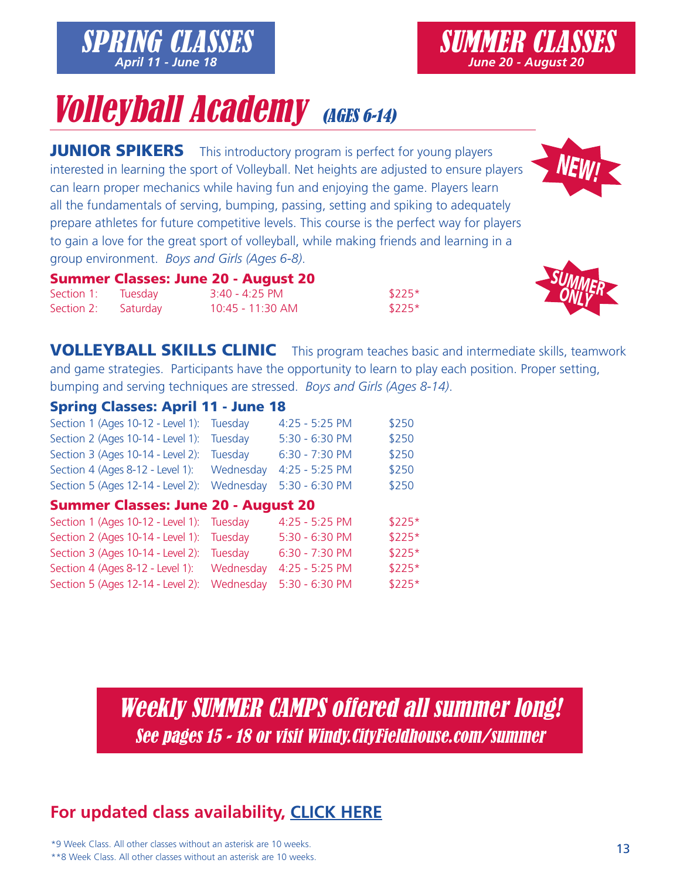**SPRING CLASSES**
*April 11 - June 18*

**SUMMER CLASSES**
*June 20 - August 20*

# *Volleyball Academy* *(AGES 6-14)*

**NEW!**

**JUNIOR SPIKERS** This introductory program is perfect for young players interested in learning the sport of Volleyball. Net heights are adjusted to ensure players can learn proper mechanics while having fun and enjoying the game. Players learn all the fundamentals of serving, bumping, passing, setting and spiking to adequately prepare athletes for future competitive levels. This course is the perfect way for players to gain a love for the great sport of volleyball, while making friends and learning in a group environment. *Boys and Girls (Ages 6-8).*

**SUMMER ONLY**

### Summer Classes: June 20 - August 20

| Section | Day | Time | Price |
|---|---|---|---|
| Section 1: | Tuesday | 3:40 - 4:25 PM | $225* |
| Section 2: | Saturday | 10:45 - 11:30 AM | $225* |

**VOLLEYBALL SKILLS CLINIC** This program teaches basic and intermediate skills, teamwork and game strategies. Participants have the opportunity to learn to play each position. Proper setting, bumping and serving techniques are stressed. *Boys and Girls (Ages 8-14).*

### Spring Classes: April 11 - June 18

| Section | Day | Time | Price |
|---|---|---|---|
| Section 1 (Ages 10-12 - Level 1): | Tuesday | 4:25 - 5:25 PM | $250 |
| Section 2 (Ages 10-14 - Level 1): | Tuesday | 5:30 - 6:30 PM | $250 |
| Section 3 (Ages 10-14 - Level 2): | Tuesday | 6:30 - 7:30 PM | $250 |
| Section 4 (Ages 8-12 - Level 1): | Wednesday | 4:25 - 5:25 PM | $250 |
| Section 5 (Ages 12-14 - Level 2): | Wednesday | 5:30 - 6:30 PM | $250 |

### Summer Classes: June 20 - August 20

| Section | Day | Time | Price |
|---|---|---|---|
| Section 1 (Ages 10-12 - Level 1): | Tuesday | 4:25 - 5:25 PM | $225* |
| Section 2 (Ages 10-14 - Level 1): | Tuesday | 5:30 - 6:30 PM | $225* |
| Section 3 (Ages 10-14 - Level 2): | Tuesday | 6:30 - 7:30 PM | $225* |
| Section 4 (Ages 8-12 - Level 1): | Wednesday | 4:25 - 5:25 PM | $225* |
| Section 5 (Ages 12-14 - Level 2): | Wednesday | 5:30 - 6:30 PM | $225* |

***Weekly SUMMER CAMPS offered all summer long!***
*See pages 15 - 18 or visit Windy.CityFieldhouse.com/summer*

## For updated class availability, CLICK HERE

*9 Week Class. All other classes without an asterisk are 10 weeks.
**8 Week Class. All other classes without an asterisk are 10 weeks.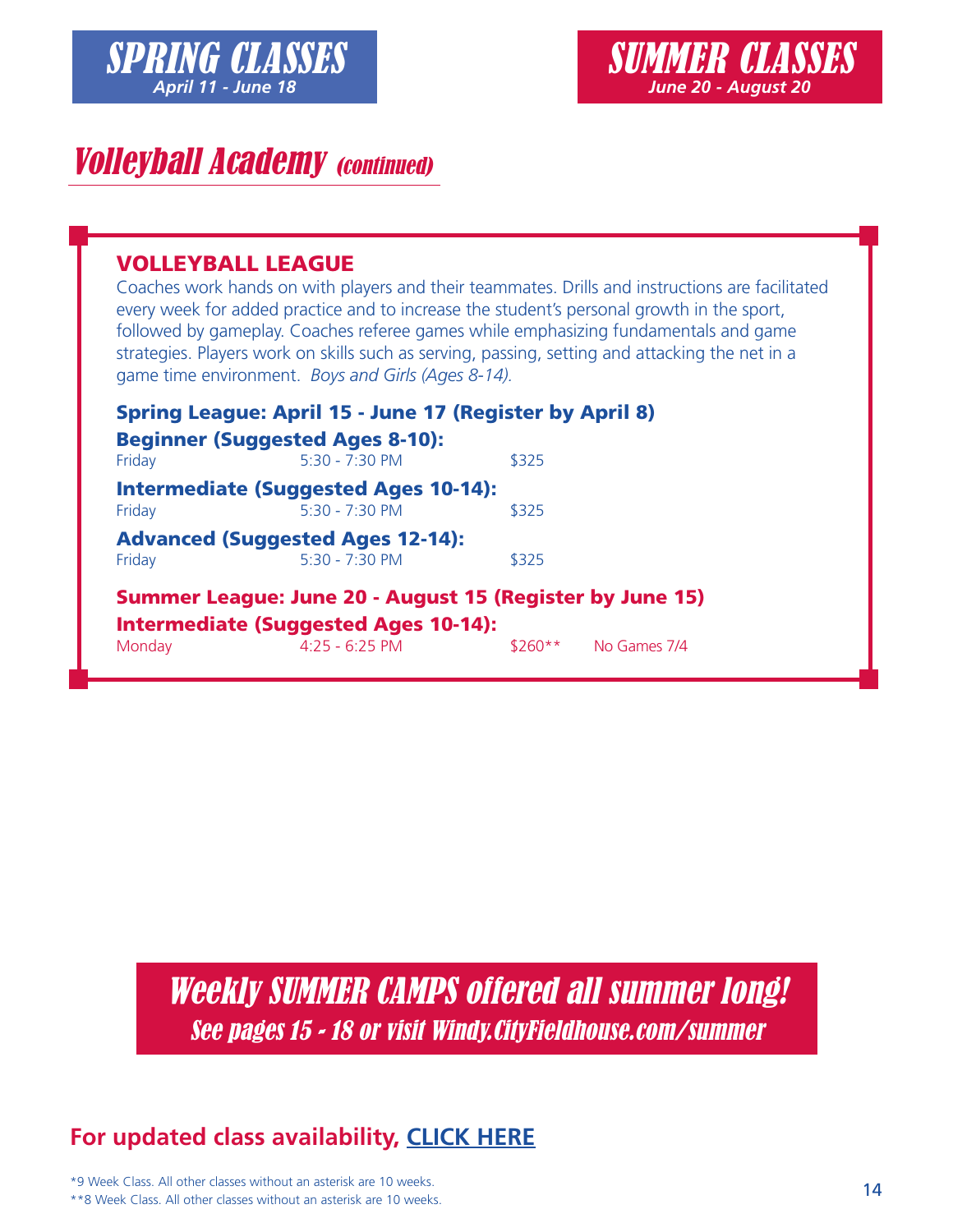**SPRING CLASSES**
*April 11 - June 18*

**SUMMER CLASSES**
*June 20 - August 20*

# *Volleyball Academy (continued)*

## VOLLEYBALL LEAGUE

Coaches work hands on with players and their teammates. Drills and instructions are facilitated every week for added practice and to increase the student's personal growth in the sport, followed by gameplay. Coaches referee games while emphasizing fundamentals and game strategies. Players work on skills such as serving, passing, setting and attacking the net in a game time environment. *Boys and Girls (Ages 8-14).*

### Spring League: April 15 - June 17 (Register by April 8)

**Beginner (Suggested Ages 8-10):**

| Friday | 5:30 - 7:30 PM | $325 |
|---|---|---|

**Intermediate (Suggested Ages 10-14):**

| Friday | 5:30 - 7:30 PM | $325 |
|---|---|---|

**Advanced (Suggested Ages 12-14):**

| Friday | 5:30 - 7:30 PM | $325 |
|---|---|---|

### Summer League: June 20 - August 15 (Register by June 15)

**Intermediate (Suggested Ages 10-14):**

| Monday | 4:25 - 6:25 PM | $260** | No Games 7/4 |
|---|---|---|---|

## *Weekly SUMMER CAMPS offered all summer long!*
*See pages 15 - 18 or visit Windy.CityFieldhouse.com/summer*

**For updated class availability, CLICK HERE**

*9 Week Class. All other classes without an asterisk are 10 weeks.
**8 Week Class. All other classes without an asterisk are 10 weeks.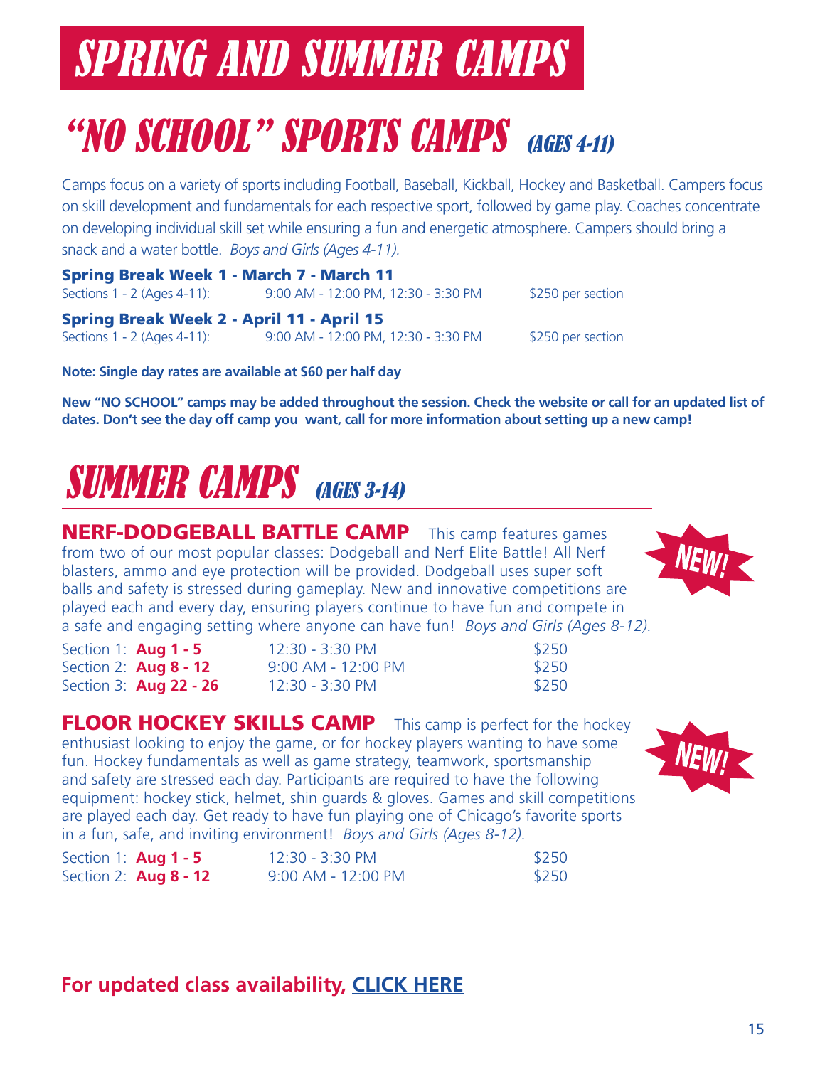# SPRING AND SUMMER CAMPS

## "NO SCHOOL" SPORTS CAMPS *(AGES 4-11)*

Camps focus on a variety of sports including Football, Baseball, Kickball, Hockey and Basketball. Campers focus on skill development and fundamentals for each respective sport, followed by game play. Coaches concentrate on developing individual skill set while ensuring a fun and energetic atmosphere. Campers should bring a snack and a water bottle. *Boys and Girls (Ages 4-11).*

**Spring Break Week 1 - March 7 - March 11**

| Sections 1 - 2 (Ages 4-11): | 9:00 AM - 12:00 PM, 12:30 - 3:30 PM | $250 per section |
|---|---|---|

**Spring Break Week 2 - April 11 - April 15**

| Sections 1 - 2 (Ages 4-11): | 9:00 AM - 12:00 PM, 12:30 - 3:30 PM | $250 per section |
|---|---|---|

**Note: Single day rates are available at $60 per half day**

**New "NO SCHOOL" camps may be added throughout the session. Check the website or call for an updated list of dates. Don't see the day off camp you want, call for more information about setting up a new camp!**

## SUMMER CAMPS *(AGES 3-14)*

### NERF-DODGEBALL BATTLE CAMP

NEW!

This camp features games from two of our most popular classes: Dodgeball and Nerf Elite Battle! All Nerf blasters, ammo and eye protection will be provided. Dodgeball uses super soft balls and safety is stressed during gameplay. New and innovative competitions are played each and every day, ensuring players continue to have fun and compete in a safe and engaging setting where anyone can have fun! *Boys and Girls (Ages 8-12).*

| Section | Time | Price |
|---|---|---|
| Section 1: **Aug 1 - 5** | 12:30 - 3:30 PM | $250 |
| Section 2: **Aug 8 - 12** | 9:00 AM - 12:00 PM | $250 |
| Section 3: **Aug 22 - 26** | 12:30 - 3:30 PM | $250 |

### FLOOR HOCKEY SKILLS CAMP

NEW!

This camp is perfect for the hockey enthusiast looking to enjoy the game, or for hockey players wanting to have some fun. Hockey fundamentals as well as game strategy, teamwork, sportsmanship and safety are stressed each day. Participants are required to have the following equipment: hockey stick, helmet, shin guards & gloves. Games and skill competitions are played each day. Get ready to have fun playing one of Chicago's favorite sports in a fun, safe, and inviting environment! *Boys and Girls (Ages 8-12).*

| Section | Time | Price |
|---|---|---|
| Section 1: **Aug 1 - 5** | 12:30 - 3:30 PM | $250 |
| Section 2: **Aug 8 - 12** | 9:00 AM - 12:00 PM | $250 |

**For updated class availability, CLICK HERE**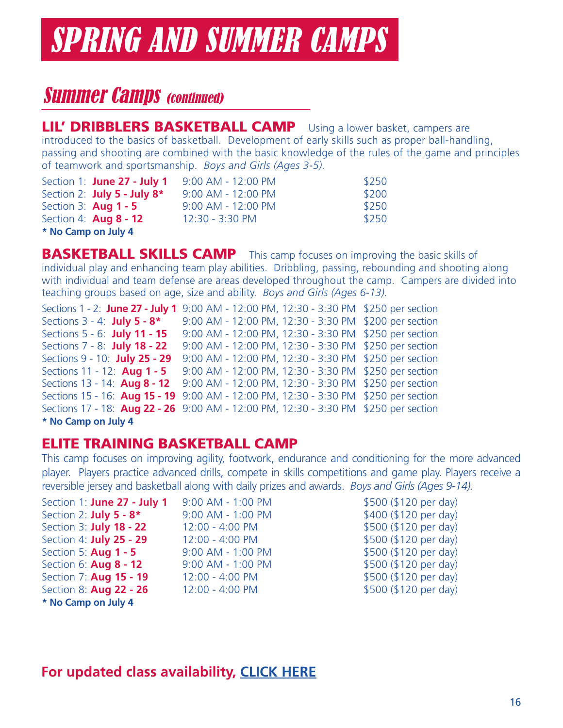# SPRING AND SUMMER CAMPS

## Summer Camps *(continued)*

### LIL' DRIBBLERS BASKETBALL CAMP

Using a lower basket, campers are introduced to the basics of basketball. Development of early skills such as proper ball-handling, passing and shooting are combined with the basic knowledge of the rules of the game and principles of teamwork and sportsmanship. *Boys and Girls (Ages 3-5).*

| Section | Time | Fee |
|---|---|---|
| Section 1: **June 27 - July 1** | 9:00 AM - 12:00 PM | $250 |
| Section 2: **July 5 - July 8*** | 9:00 AM - 12:00 PM | $200 |
| Section 3: **Aug 1 - 5** | 9:00 AM - 12:00 PM | $250 |
| Section 4: **Aug 8 - 12** | 12:30 - 3:30 PM | $250 |

**\* No Camp on July 4**

### BASKETBALL SKILLS CAMP

This camp focuses on improving the basic skills of individual play and enhancing team play abilities. Dribbling, passing, rebounding and shooting along with individual and team defense are areas developed throughout the camp. Campers are divided into teaching groups based on age, size and ability. *Boys and Girls (Ages 6-13).*

| Sections | Time | Fee |
|---|---|---|
| Sections 1 - 2: **June 27 - July 1** | 9:00 AM - 12:00 PM, 12:30 - 3:30 PM | $250 per section |
| Sections 3 - 4: **July 5 - 8*** | 9:00 AM - 12:00 PM, 12:30 - 3:30 PM | $200 per section |
| Sections 5 - 6: **July 11 - 15** | 9:00 AM - 12:00 PM, 12:30 - 3:30 PM | $250 per section |
| Sections 7 - 8: **July 18 - 22** | 9:00 AM - 12:00 PM, 12:30 - 3:30 PM | $250 per section |
| Sections 9 - 10: **July 25 - 29** | 9:00 AM - 12:00 PM, 12:30 - 3:30 PM | $250 per section |
| Sections 11 - 12: **Aug 1 - 5** | 9:00 AM - 12:00 PM, 12:30 - 3:30 PM | $250 per section |
| Sections 13 - 14: **Aug 8 - 12** | 9:00 AM - 12:00 PM, 12:30 - 3:30 PM | $250 per section |
| Sections 15 - 16: **Aug 15 - 19** | 9:00 AM - 12:00 PM, 12:30 - 3:30 PM | $250 per section |
| Sections 17 - 18: **Aug 22 - 26** | 9:00 AM - 12:00 PM, 12:30 - 3:30 PM | $250 per section |

**\* No Camp on July 4**

### ELITE TRAINING BASKETBALL CAMP

This camp focuses on improving agility, footwork, endurance and conditioning for the more advanced player. Players practice advanced drills, compete in skills competitions and game play. Players receive a reversible jersey and basketball along with daily prizes and awards. *Boys and Girls (Ages 9-14).*

| Section | Time | Fee |
|---|---|---|
| Section 1: **June 27 - July 1** | 9:00 AM - 1:00 PM | $500 ($120 per day) |
| Section 2: **July 5 - 8*** | 9:00 AM - 1:00 PM | $400 ($120 per day) |
| Section 3: **July 18 - 22** | 12:00 - 4:00 PM | $500 ($120 per day) |
| Section 4: **July 25 - 29** | 12:00 - 4:00 PM | $500 ($120 per day) |
| Section 5: **Aug 1 - 5** | 9:00 AM - 1:00 PM | $500 ($120 per day) |
| Section 6: **Aug 8 - 12** | 9:00 AM - 1:00 PM | $500 ($120 per day) |
| Section 7: **Aug 15 - 19** | 12:00 - 4:00 PM | $500 ($120 per day) |
| Section 8: **Aug 22 - 26** | 12:00 - 4:00 PM | $500 ($120 per day) |

**\* No Camp on July 4**

**For updated class availability, CLICK HERE**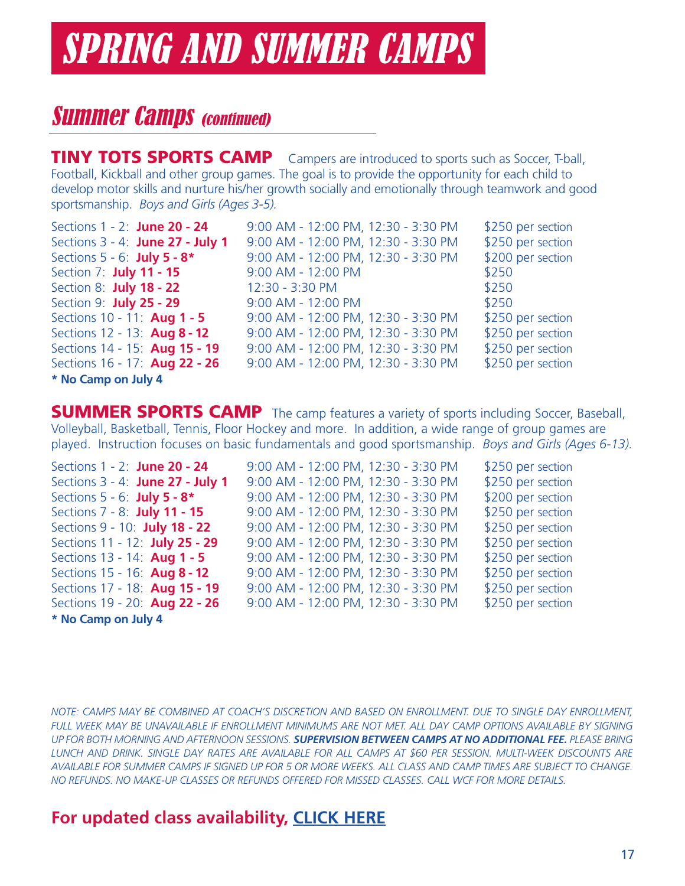# SPRING AND SUMMER CAMPS

## *Summer Camps (continued)*

### TINY TOTS SPORTS CAMP

Campers are introduced to sports such as Soccer, T-ball, Football, Kickball and other group games. The goal is to provide the opportunity for each child to develop motor skills and nurture his/her growth socially and emotionally through teamwork and good sportsmanship. *Boys and Girls (Ages 3-5).*

| Section | Time | Price |
|---|---|---|
| Sections 1 - 2: **June 20 - 24** | 9:00 AM - 12:00 PM, 12:30 - 3:30 PM | $250 per section |
| Sections 3 - 4: **June 27 - July 1** | 9:00 AM - 12:00 PM, 12:30 - 3:30 PM | $250 per section |
| Sections 5 - 6: **July 5 - 8*** | 9:00 AM - 12:00 PM, 12:30 - 3:30 PM | $200 per section |
| Section 7: **July 11 - 15** | 9:00 AM - 12:00 PM | $250 |
| Section 8: **July 18 - 22** | 12:30 - 3:30 PM | $250 |
| Section 9: **July 25 - 29** | 9:00 AM - 12:00 PM | $250 |
| Sections 10 - 11: **Aug 1 - 5** | 9:00 AM - 12:00 PM, 12:30 - 3:30 PM | $250 per section |
| Sections 12 - 13: **Aug 8 - 12** | 9:00 AM - 12:00 PM, 12:30 - 3:30 PM | $250 per section |
| Sections 14 - 15: **Aug 15 - 19** | 9:00 AM - 12:00 PM, 12:30 - 3:30 PM | $250 per section |
| Sections 16 - 17: **Aug 22 - 26** | 9:00 AM - 12:00 PM, 12:30 - 3:30 PM | $250 per section |

**\* No Camp on July 4**

### SUMMER SPORTS CAMP

The camp features a variety of sports including Soccer, Baseball, Volleyball, Basketball, Tennis, Floor Hockey and more. In addition, a wide range of group games are played. Instruction focuses on basic fundamentals and good sportsmanship. *Boys and Girls (Ages 6-13).*

| Section | Time | Price |
|---|---|---|
| Sections 1 - 2: **June 20 - 24** | 9:00 AM - 12:00 PM, 12:30 - 3:30 PM | $250 per section |
| Sections 3 - 4: **June 27 - July 1** | 9:00 AM - 12:00 PM, 12:30 - 3:30 PM | $250 per section |
| Sections 5 - 6: **July 5 - 8*** | 9:00 AM - 12:00 PM, 12:30 - 3:30 PM | $200 per section |
| Sections 7 - 8: **July 11 - 15** | 9:00 AM - 12:00 PM, 12:30 - 3:30 PM | $250 per section |
| Sections 9 - 10: **July 18 - 22** | 9:00 AM - 12:00 PM, 12:30 - 3:30 PM | $250 per section |
| Sections 11 - 12: **July 25 - 29** | 9:00 AM - 12:00 PM, 12:30 - 3:30 PM | $250 per section |
| Sections 13 - 14: **Aug 1 - 5** | 9:00 AM - 12:00 PM, 12:30 - 3:30 PM | $250 per section |
| Sections 15 - 16: **Aug 8 - 12** | 9:00 AM - 12:00 PM, 12:30 - 3:30 PM | $250 per section |
| Sections 17 - 18: **Aug 15 - 19** | 9:00 AM - 12:00 PM, 12:30 - 3:30 PM | $250 per section |
| Sections 19 - 20: **Aug 22 - 26** | 9:00 AM - 12:00 PM, 12:30 - 3:30 PM | $250 per section |

**\* No Camp on July 4**

*NOTE: CAMPS MAY BE COMBINED AT COACH'S DISCRETION AND BASED ON ENROLLMENT. DUE TO SINGLE DAY ENROLLMENT, FULL WEEK MAY BE UNAVAILABLE IF ENROLLMENT MINIMUMS ARE NOT MET. ALL DAY CAMP OPTIONS AVAILABLE BY SIGNING UP FOR BOTH MORNING AND AFTERNOON SESSIONS.* ***SUPERVISION BETWEEN CAMPS AT NO ADDITIONAL FEE.*** *PLEASE BRING LUNCH AND DRINK. SINGLE DAY RATES ARE AVAILABLE FOR ALL CAMPS AT $60 PER SESSION. MULTI-WEEK DISCOUNTS ARE AVAILABLE FOR SUMMER CAMPS IF SIGNED UP FOR 5 OR MORE WEEKS. ALL CLASS AND CAMP TIMES ARE SUBJECT TO CHANGE. NO REFUNDS. NO MAKE-UP CLASSES OR REFUNDS OFFERED FOR MISSED CLASSES. CALL WCF FOR MORE DETAILS.*

**For updated class availability, CLICK HERE**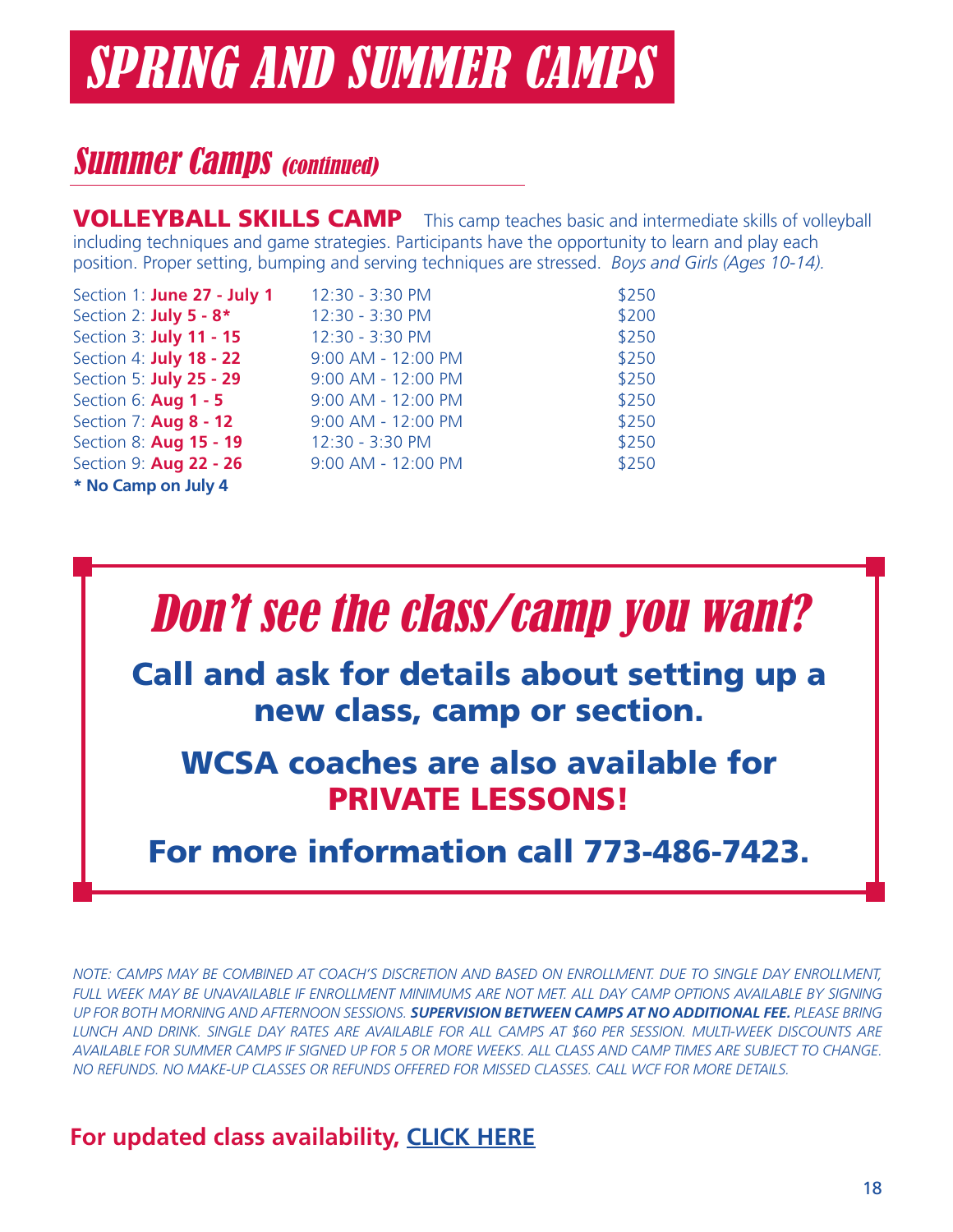# SPRING AND SUMMER CAMPS

## Summer Camps *(continued)*

**VOLLEYBALL SKILLS CAMP** This camp teaches basic and intermediate skills of volleyball including techniques and game strategies. Participants have the opportunity to learn and play each position. Proper setting, bumping and serving techniques are stressed. *Boys and Girls (Ages 10-14).*

| Section | Time | Price |
|---|---|---|
| Section 1: **June 27 - July 1** | 12:30 - 3:30 PM | $250 |
| Section 2: **July 5 - 8*** | 12:30 - 3:30 PM | $200 |
| Section 3: **July 11 - 15** | 12:30 - 3:30 PM | $250 |
| Section 4: **July 18 - 22** | 9:00 AM - 12:00 PM | $250 |
| Section 5: **July 25 - 29** | 9:00 AM - 12:00 PM | $250 |
| Section 6: **Aug 1 - 5** | 9:00 AM - 12:00 PM | $250 |
| Section 7: **Aug 8 - 12** | 9:00 AM - 12:00 PM | $250 |
| Section 8: **Aug 15 - 19** | 12:30 - 3:30 PM | $250 |
| Section 9: **Aug 22 - 26** | 9:00 AM - 12:00 PM | $250 |

**\* No Camp on July 4**

## *Don't see the class/camp you want?*

**Call and ask for details about setting up a new class, camp or section.**

**WCSA coaches are also available for PRIVATE LESSONS!**

**For more information call 773-486-7423.**

*NOTE: CAMPS MAY BE COMBINED AT COACH'S DISCRETION AND BASED ON ENROLLMENT. DUE TO SINGLE DAY ENROLLMENT, FULL WEEK MAY BE UNAVAILABLE IF ENROLLMENT MINIMUMS ARE NOT MET. ALL DAY CAMP OPTIONS AVAILABLE BY SIGNING UP FOR BOTH MORNING AND AFTERNOON SESSIONS.* ***SUPERVISION BETWEEN CAMPS AT NO ADDITIONAL FEE.*** *PLEASE BRING LUNCH AND DRINK. SINGLE DAY RATES ARE AVAILABLE FOR ALL CAMPS AT $60 PER SESSION. MULTI-WEEK DISCOUNTS ARE AVAILABLE FOR SUMMER CAMPS IF SIGNED UP FOR 5 OR MORE WEEKS. ALL CLASS AND CAMP TIMES ARE SUBJECT TO CHANGE. NO REFUNDS. NO MAKE-UP CLASSES OR REFUNDS OFFERED FOR MISSED CLASSES. CALL WCF FOR MORE DETAILS.*

**For updated class availability, CLICK HERE**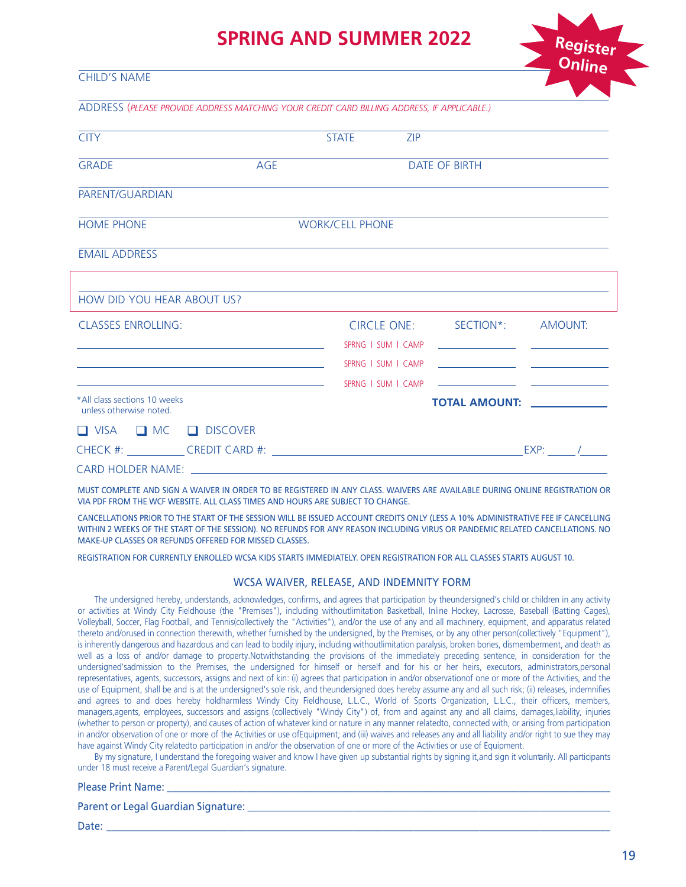# SPRING AND SUMMER 2022

**Register Online**

CHILD'S NAME

ADDRESS (*PLEASE PROVIDE ADDRESS MATCHING YOUR CREDIT CARD BILLING ADDRESS, IF APPLICABLE.*)

CITY  STATE  ZIP

GRADE  AGE  DATE OF BIRTH

PARENT/GUARDIAN

HOME PHONE  WORK/CELL PHONE

EMAIL ADDRESS

HOW DID YOU HEAR ABOUT US?

| CLASSES ENROLLING: | CIRCLE ONE: | SECTION*: | AMOUNT: |
|---|---|---|---|
| | SPRNG I SUM I CAMP | | |
| | SPRNG I SUM I CAMP | | |
| | SPRNG I SUM I CAMP | | |

*All class sections 10 weeks unless otherwise noted.

**TOTAL AMOUNT:** ____________

❑ VISA  ❑ MC  ❑ DISCOVER

CHECK #: __________ CREDIT CARD #: ________________________ EXP: ____/____

CARD HOLDER NAME: ________________________

MUST COMPLETE AND SIGN A WAIVER IN ORDER TO BE REGISTERED IN ANY CLASS. WAIVERS ARE AVAILABLE DURING ONLINE REGISTRATION OR VIA PDF FROM THE WCF WEBSITE. ALL CLASS TIMES AND HOURS ARE SUBJECT TO CHANGE.

CANCELLATIONS PRIOR TO THE START OF THE SESSION WILL BE ISSUED ACCOUNT CREDITS ONLY (LESS A 10% ADMINISTRATIVE FEE IF CANCELLING WITHIN 2 WEEKS OF THE START OF THE SESSION). NO REFUNDS FOR ANY REASON INCLUDING VIRUS OR PANDEMIC RELATED CANCELLATIONS. NO MAKE-UP CLASSES OR REFUNDS OFFERED FOR MISSED CLASSES.

REGISTRATION FOR CURRENTLY ENROLLED WCSA KIDS STARTS IMMEDIATELY. OPEN REGISTRATION FOR ALL CLASSES STARTS AUGUST 10.

## WCSA WAIVER, RELEASE, AND INDEMNITY FORM

The undersigned hereby, understands, acknowledges, confirms, and agrees that participation by theundersigned's child or children in any activity or activities at Windy City Fieldhouse (the "Premises"), including withoutlimitation Basketball, Inline Hockey, Lacrosse, Baseball (Batting Cages), Volleyball, Soccer, Flag Football, and Tennis(collectively the "Activities"), and/or the use of any and all machinery, equipment, and apparatus related thereto and/orused in connection therewith, whether furnished by the undersigned, by the Premises, or by any other person(collectively "Equipment"), is inherently dangerous and hazardous and can lead to bodily injury, including withoutlimitation paralysis, broken bones, dismemberment, and death as well as a loss of and/or damage to property.Notwithstanding the provisions of the immediately preceding sentence, in consideration for the undersigned'sadmission to the Premises, the undersigned for himself or herself and for his or her heirs, executors, administrators,personal representatives, agents, successors, assigns and next of kin: (i) agrees that participation in and/or observationof one or more of the Activities, and the use of Equipment, shall be and is at the undersigned's sole risk, and theundersigned does hereby assume any and all such risk; (ii) releases, indemnifies and agrees to and does hereby holdharmless Windy City Fieldhouse, L.L.C., World of Sports Organization, L.L.C., their officers, members, managers,agents, employees, successors and assigns (collectively "Windy City") of, from and against any and all claims, damages,liability, injuries (whether to person or property), and causes of action of whatever kind or nature in any manner relatedto, connected with, or arising from participation in and/or observation of one or more of the Activities or use ofEquipment; and (iii) waives and releases any and all liability and/or right to sue they may have against Windy City relatedto participation in and/or the observation of one or more of the Activities or use of Equipment.

By my signature, I understand the foregoing waiver and know I have given up substantial rights by signing it,and sign it voluntarily. All participants under 18 must receive a Parent/Legal Guardian's signature.

Please Print Name: ________________________

Parent or Legal Guardian Signature: ________________________

Date: ________________________